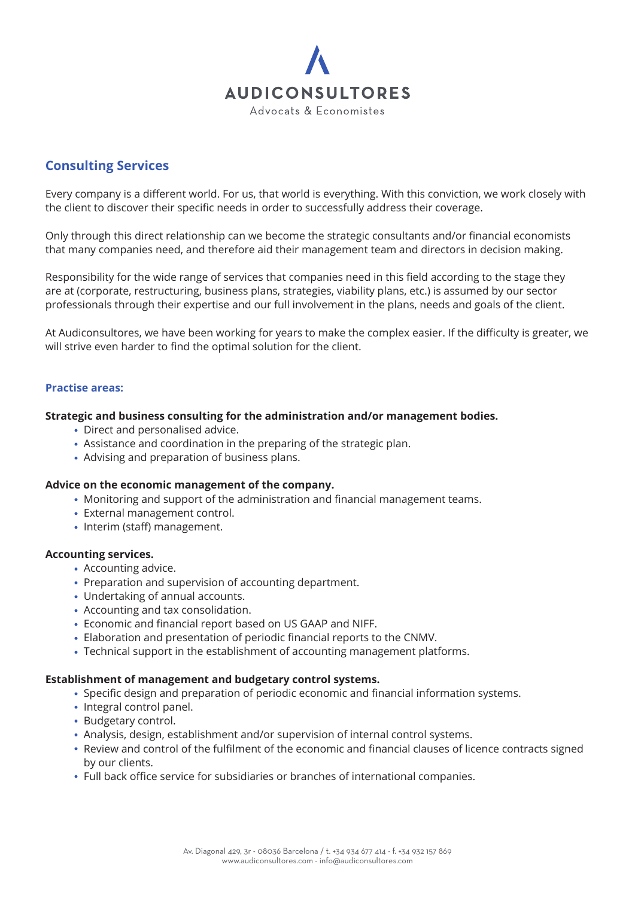# AUDICONSULTORES

Advocats & Economistes

## Consulting Services

Every company is a different world. For us, that world is everything. With this conviction, we work closely with the client to discover their specific needs in order to successfully address their coverage.

Only through this direct relationship can we become the strategic consultants and/or financial economists that many companies need, and therefore aid their management team and directors in decision making.

Responsibility for the wide range of services that companies need in this field according to the stage they are at (corporate, restructuring, business plans, strategies, viability plans, etc.) is assumed by our sector professionals through their expertise and our full involvement in the plans, needs and goals of the client.

At Audiconsultores, we have been working for years to make the complex easier. If the difficulty is greater, we will strive even harder to find the optimal solution for the client.

### Practise areas:

**Strategic and business consulting for the administration and/or management bodies.**

- Direct and personalised advice.
- Assistance and coordination in the preparing of the strategic plan.
- Advising and preparation of business plans.

**Advice on the economic management of the company.**

- Monitoring and support of the administration and financial management teams.
- External management control.
- Interim (staff) management.

**Accounting services.**

- Accounting advice.
- Preparation and supervision of accounting department.
- Undertaking of annual accounts.
- Accounting and tax consolidation.
- Economic and financial report based on US GAAP and NIFF.
- Elaboration and presentation of periodic financial reports to the CNMV.
- Technical support in the establishment of accounting management platforms.

**Establishment of management and budgetary control systems.**

- Specific design and preparation of periodic economic and financial information systems.
- Integral control panel.
- Budgetary control.
- Analysis, design, establishment and/or supervision of internal control systems.
- Review and control of the fulfilment of the economic and financial clauses of licence contracts signed by our clients.
- Full back office service for subsidiaries or branches of international companies.

Av. Diagonal 429, 3r - 08036 Barcelona / t. +34 934 677 414 - f. +34 932 157 869
www.audiconsultores.com - info@audiconsultores.com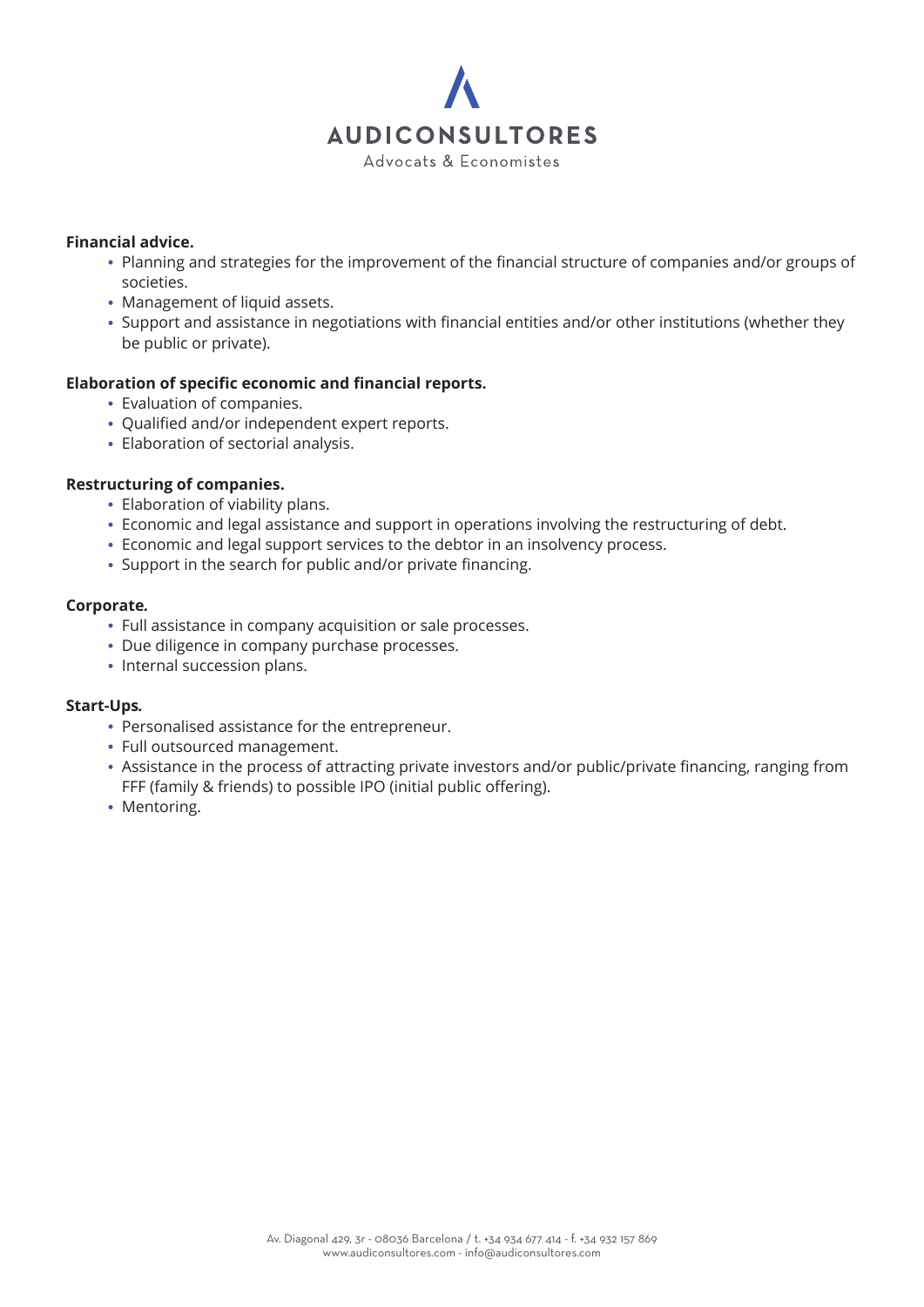**Financial advice.**

- Planning and strategies for the improvement of the financial structure of companies and/or groups of societies.
- Management of liquid assets.
- Support and assistance in negotiations with financial entities and/or other institutions (whether they be public or private).

**Elaboration of specific economic and financial reports.**

- Evaluation of companies.
- Qualified and/or independent expert reports.
- Elaboration of sectorial analysis.

**Restructuring of companies.**

- Elaboration of viability plans.
- Economic and legal assistance and support in operations involving the restructuring of debt.
- Economic and legal support services to the debtor in an insolvency process.
- Support in the search for public and/or private financing.

**Corporate.**

- Full assistance in company acquisition or sale processes.
- Due diligence in company purchase processes.
- Internal succession plans.

**Start-Ups.**

- Personalised assistance for the entrepreneur.
- Full outsourced management.
- Assistance in the process of attracting private investors and/or public/private financing, ranging from FFF (family & friends) to possible IPO (initial public offering).
- Mentoring.